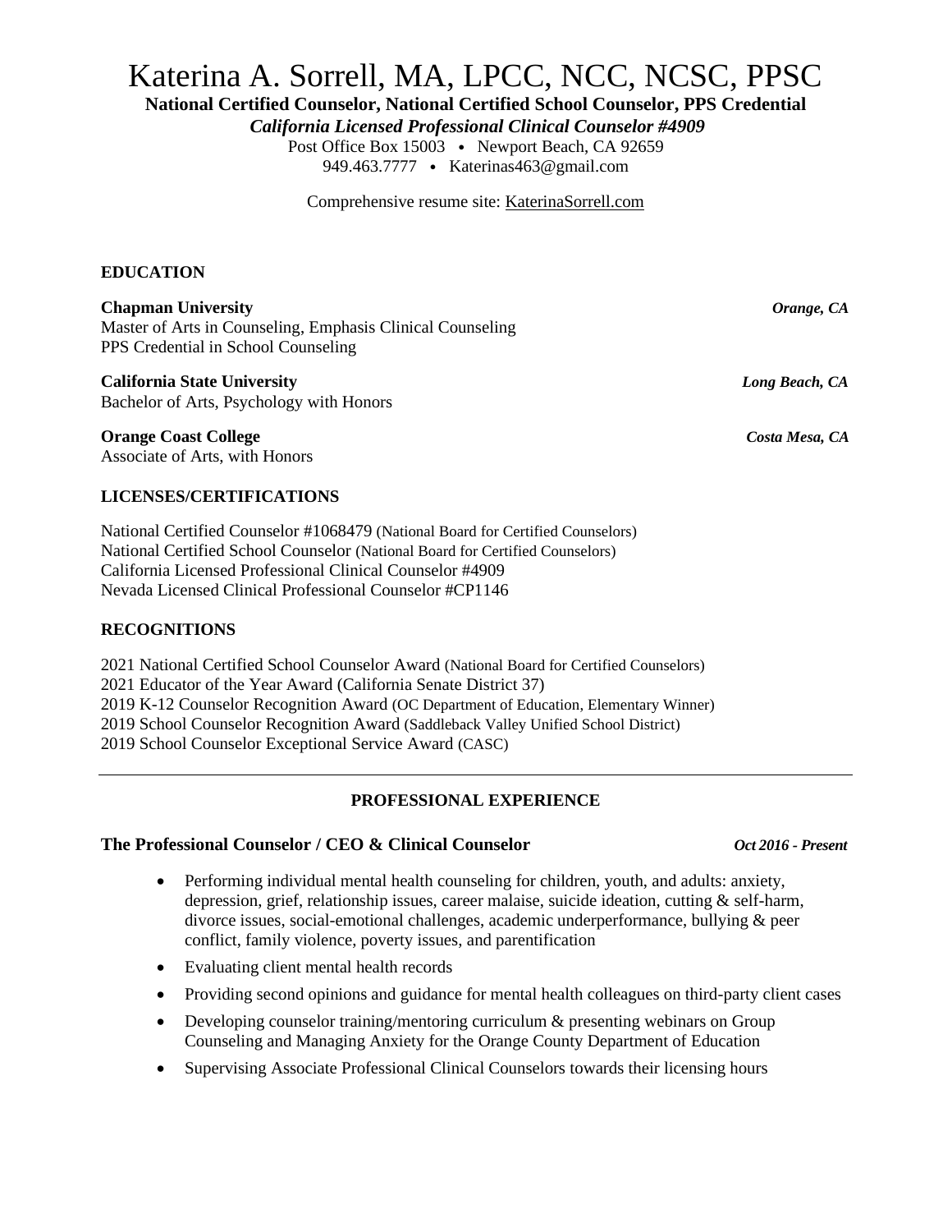# Katerina A. Sorrell, MA, LPCC, NCC, NCSC, PPSC

**National Certified Counselor, National Certified School Counselor, PPS Credential**

***California Licensed Professional Clinical Counselor #4909***

Post Office Box 15003 • Newport Beach, CA 92659

949.463.7777 • Katerinas463@gmail.com

Comprehensive resume site: KaterinaSorrell.com

## EDUCATION

**Chapman University** — ***Orange, CA***
Master of Arts in Counseling, Emphasis Clinical Counseling
PPS Credential in School Counseling

**California State University** — ***Long Beach, CA***
Bachelor of Arts, Psychology with Honors

**Orange Coast College** — ***Costa Mesa, CA***
Associate of Arts, with Honors

## LICENSES/CERTIFICATIONS

National Certified Counselor #1068479 (National Board for Certified Counselors)
National Certified School Counselor (National Board for Certified Counselors)
California Licensed Professional Clinical Counselor #4909
Nevada Licensed Clinical Professional Counselor #CP1146

## RECOGNITIONS

2021 National Certified School Counselor Award (National Board for Certified Counselors)
2021 Educator of the Year Award (California Senate District 37)
2019 K-12 Counselor Recognition Award (OC Department of Education, Elementary Winner)
2019 School Counselor Recognition Award (Saddleback Valley Unified School District)
2019 School Counselor Exceptional Service Award (CASC)

---

## PROFESSIONAL EXPERIENCE

**The Professional Counselor / CEO & Clinical Counselor** — ***Oct 2016 - Present***

- Performing individual mental health counseling for children, youth, and adults: anxiety, depression, grief, relationship issues, career malaise, suicide ideation, cutting & self-harm, divorce issues, social-emotional challenges, academic underperformance, bullying & peer conflict, family violence, poverty issues, and parentification
- Evaluating client mental health records
- Providing second opinions and guidance for mental health colleagues on third-party client cases
- Developing counselor training/mentoring curriculum & presenting webinars on Group Counseling and Managing Anxiety for the Orange County Department of Education
- Supervising Associate Professional Clinical Counselors towards their licensing hours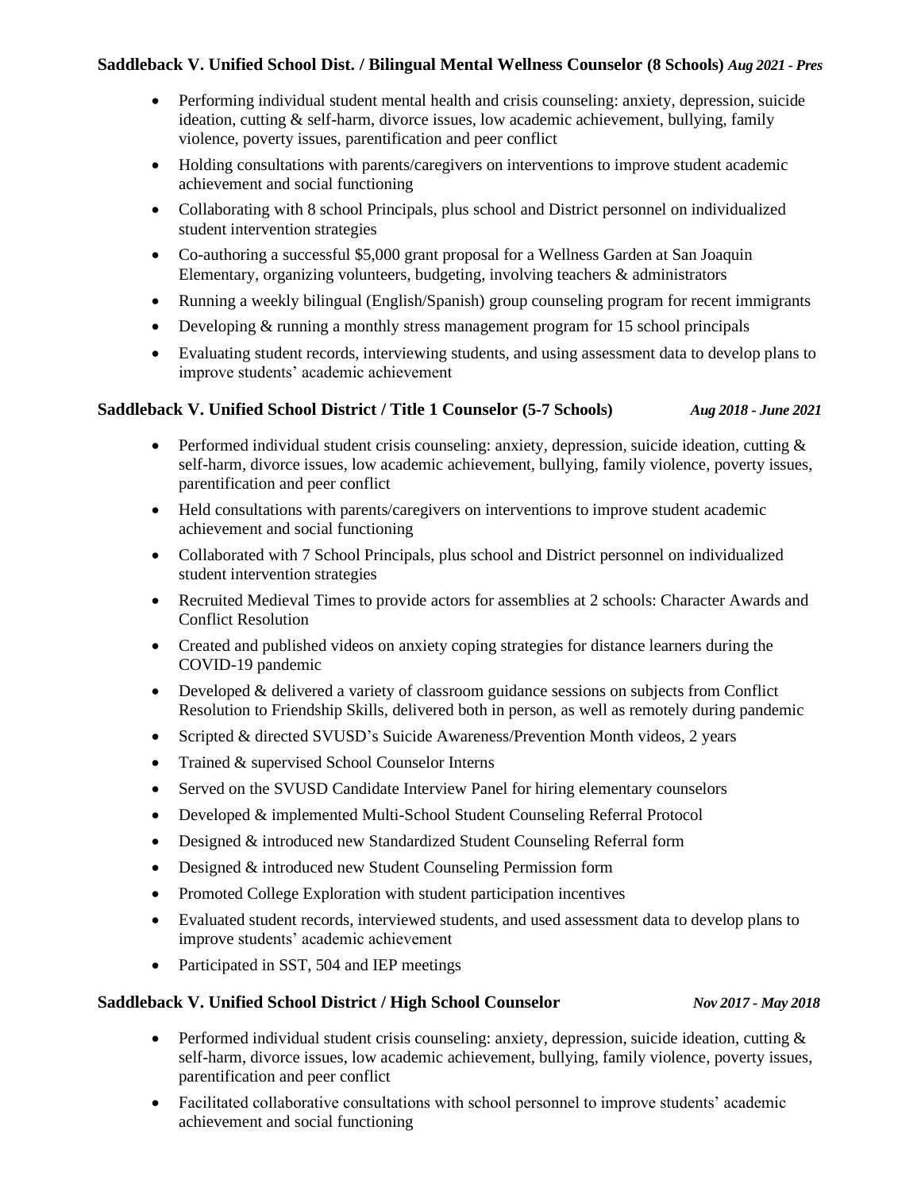**Saddleback V. Unified School Dist. / Bilingual Mental Wellness Counselor (8 Schools)** ***Aug 2021 - Pres***

- Performing individual student mental health and crisis counseling: anxiety, depression, suicide ideation, cutting & self-harm, divorce issues, low academic achievement, bullying, family violence, poverty issues, parentification and peer conflict
- Holding consultations with parents/caregivers on interventions to improve student academic achievement and social functioning
- Collaborating with 8 school Principals, plus school and District personnel on individualized student intervention strategies
- Co-authoring a successful $5,000 grant proposal for a Wellness Garden at San Joaquin Elementary, organizing volunteers, budgeting, involving teachers & administrators
- Running a weekly bilingual (English/Spanish) group counseling program for recent immigrants
- Developing & running a monthly stress management program for 15 school principals
- Evaluating student records, interviewing students, and using assessment data to develop plans to improve students' academic achievement

**Saddleback V. Unified School District / Title 1 Counselor (5-7 Schools)** ***Aug 2018 - June 2021***

- Performed individual student crisis counseling: anxiety, depression, suicide ideation, cutting & self-harm, divorce issues, low academic achievement, bullying, family violence, poverty issues, parentification and peer conflict
- Held consultations with parents/caregivers on interventions to improve student academic achievement and social functioning
- Collaborated with 7 School Principals, plus school and District personnel on individualized student intervention strategies
- Recruited Medieval Times to provide actors for assemblies at 2 schools: Character Awards and Conflict Resolution
- Created and published videos on anxiety coping strategies for distance learners during the COVID-19 pandemic
- Developed & delivered a variety of classroom guidance sessions on subjects from Conflict Resolution to Friendship Skills, delivered both in person, as well as remotely during pandemic
- Scripted & directed SVUSD's Suicide Awareness/Prevention Month videos, 2 years
- Trained & supervised School Counselor Interns
- Served on the SVUSD Candidate Interview Panel for hiring elementary counselors
- Developed & implemented Multi-School Student Counseling Referral Protocol
- Designed & introduced new Standardized Student Counseling Referral form
- Designed & introduced new Student Counseling Permission form
- Promoted College Exploration with student participation incentives
- Evaluated student records, interviewed students, and used assessment data to develop plans to improve students' academic achievement
- Participated in SST, 504 and IEP meetings

**Saddleback V. Unified School District / High School Counselor** ***Nov 2017 - May 2018***

- Performed individual student crisis counseling: anxiety, depression, suicide ideation, cutting & self-harm, divorce issues, low academic achievement, bullying, family violence, poverty issues, parentification and peer conflict
- Facilitated collaborative consultations with school personnel to improve students' academic achievement and social functioning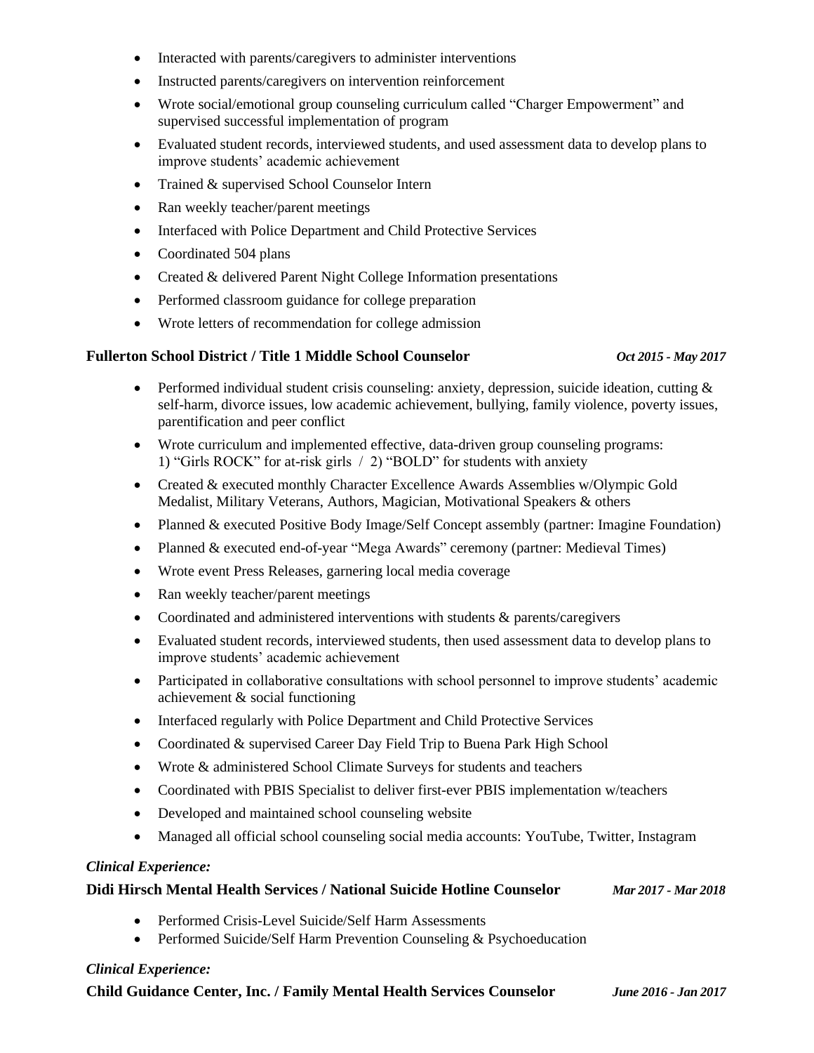- Interacted with parents/caregivers to administer interventions
- Instructed parents/caregivers on intervention reinforcement
- Wrote social/emotional group counseling curriculum called "Charger Empowerment" and supervised successful implementation of program
- Evaluated student records, interviewed students, and used assessment data to develop plans to improve students' academic achievement
- Trained & supervised School Counselor Intern
- Ran weekly teacher/parent meetings
- Interfaced with Police Department and Child Protective Services
- Coordinated 504 plans
- Created & delivered Parent Night College Information presentations
- Performed classroom guidance for college preparation
- Wrote letters of recommendation for college admission

**Fullerton School District / Title 1 Middle School Counselor** ***Oct 2015 - May 2017***

- Performed individual student crisis counseling: anxiety, depression, suicide ideation, cutting & self-harm, divorce issues, low academic achievement, bullying, family violence, poverty issues, parentification and peer conflict
- Wrote curriculum and implemented effective, data-driven group counseling programs: 1) "Girls ROCK" for at-risk girls / 2) "BOLD" for students with anxiety
- Created & executed monthly Character Excellence Awards Assemblies w/Olympic Gold Medalist, Military Veterans, Authors, Magician, Motivational Speakers & others
- Planned & executed Positive Body Image/Self Concept assembly (partner: Imagine Foundation)
- Planned & executed end-of-year "Mega Awards" ceremony (partner: Medieval Times)
- Wrote event Press Releases, garnering local media coverage
- Ran weekly teacher/parent meetings
- Coordinated and administered interventions with students & parents/caregivers
- Evaluated student records, interviewed students, then used assessment data to develop plans to improve students' academic achievement
- Participated in collaborative consultations with school personnel to improve students' academic achievement & social functioning
- Interfaced regularly with Police Department and Child Protective Services
- Coordinated & supervised Career Day Field Trip to Buena Park High School
- Wrote & administered School Climate Surveys for students and teachers
- Coordinated with PBIS Specialist to deliver first-ever PBIS implementation w/teachers
- Developed and maintained school counseling website
- Managed all official school counseling social media accounts: YouTube, Twitter, Instagram

***Clinical Experience:***

**Didi Hirsch Mental Health Services / National Suicide Hotline Counselor** ***Mar 2017 - Mar 2018***

- Performed Crisis-Level Suicide/Self Harm Assessments
- Performed Suicide/Self Harm Prevention Counseling & Psychoeducation

***Clinical Experience:***

**Child Guidance Center, Inc. / Family Mental Health Services Counselor** ***June 2016 - Jan 2017***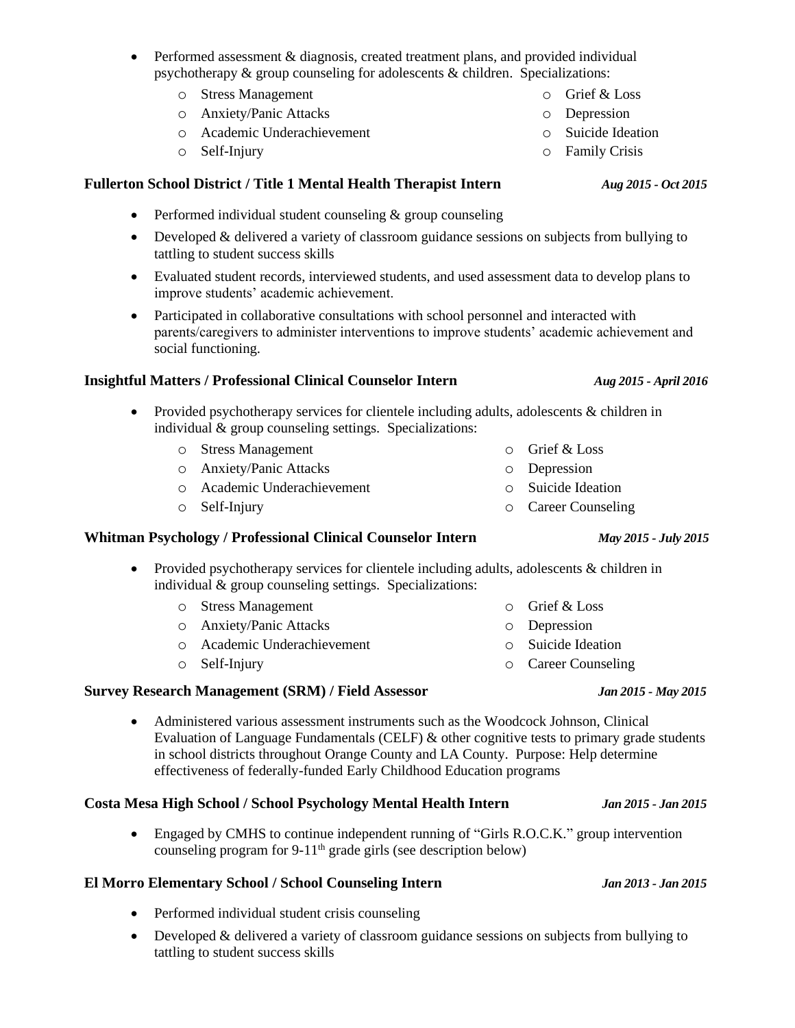- Performed assessment & diagnosis, created treatment plans, and provided individual psychotherapy & group counseling for adolescents & children. Specializations:
  - Stress Management
  - Anxiety/Panic Attacks
  - Academic Underachievement
  - Self-Injury
  - Grief & Loss
  - Depression
  - Suicide Ideation
  - Family Crisis

**Fullerton School District / Title 1 Mental Health Therapist Intern** ***Aug 2015 - Oct 2015***

- Performed individual student counseling & group counseling
- Developed & delivered a variety of classroom guidance sessions on subjects from bullying to tattling to student success skills
- Evaluated student records, interviewed students, and used assessment data to develop plans to improve students' academic achievement.
- Participated in collaborative consultations with school personnel and interacted with parents/caregivers to administer interventions to improve students' academic achievement and social functioning.

**Insightful Matters / Professional Clinical Counselor Intern** ***Aug 2015 - April 2016***

- Provided psychotherapy services for clientele including adults, adolescents & children in individual & group counseling settings. Specializations:
  - Stress Management
  - Anxiety/Panic Attacks
  - Academic Underachievement
  - Self-Injury
  - Grief & Loss
  - Depression
  - Suicide Ideation
  - Career Counseling

**Whitman Psychology / Professional Clinical Counselor Intern** ***May 2015 - July 2015***

- Provided psychotherapy services for clientele including adults, adolescents & children in individual & group counseling settings. Specializations:
  - Stress Management
  - Anxiety/Panic Attacks
  - Academic Underachievement
  - Self-Injury
  - Grief & Loss
  - Depression
  - Suicide Ideation
  - Career Counseling

**Survey Research Management (SRM) / Field Assessor** ***Jan 2015 - May 2015***

- Administered various assessment instruments such as the Woodcock Johnson, Clinical Evaluation of Language Fundamentals (CELF) & other cognitive tests to primary grade students in school districts throughout Orange County and LA County. Purpose: Help determine effectiveness of federally-funded Early Childhood Education programs

**Costa Mesa High School / School Psychology Mental Health Intern** ***Jan 2015 - Jan 2015***

- Engaged by CMHS to continue independent running of "Girls R.O.C.K." group intervention counseling program for 9-11th grade girls (see description below)

**El Morro Elementary School / School Counseling Intern** ***Jan 2013 - Jan 2015***

- Performed individual student crisis counseling
- Developed & delivered a variety of classroom guidance sessions on subjects from bullying to tattling to student success skills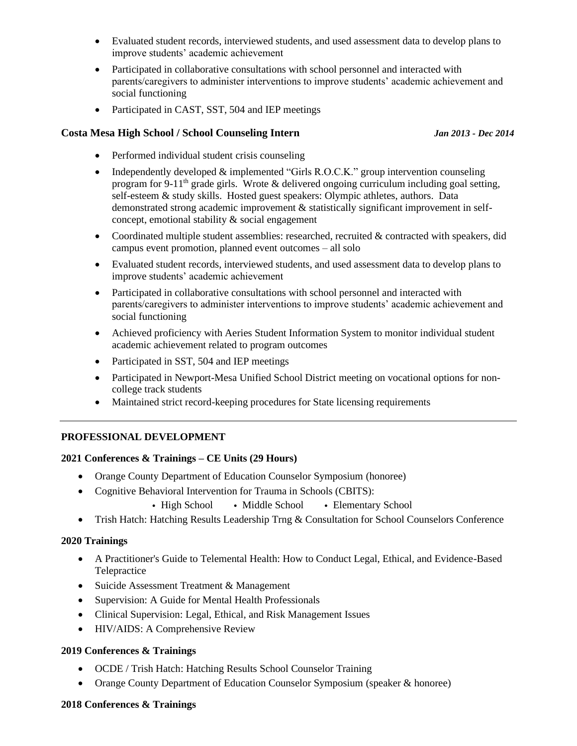- Evaluated student records, interviewed students, and used assessment data to develop plans to improve students' academic achievement
- Participated in collaborative consultations with school personnel and interacted with parents/caregivers to administer interventions to improve students' academic achievement and social functioning
- Participated in CAST, SST, 504 and IEP meetings

**Costa Mesa High School / School Counseling Intern** ***Jan 2013 - Dec 2014***

- Performed individual student crisis counseling
- Independently developed & implemented "Girls R.O.C.K." group intervention counseling program for 9-11th grade girls. Wrote & delivered ongoing curriculum including goal setting, self-esteem & study skills. Hosted guest speakers: Olympic athletes, authors. Data demonstrated strong academic improvement & statistically significant improvement in self-concept, emotional stability & social engagement
- Coordinated multiple student assemblies: researched, recruited & contracted with speakers, did campus event promotion, planned event outcomes – all solo
- Evaluated student records, interviewed students, and used assessment data to develop plans to improve students' academic achievement
- Participated in collaborative consultations with school personnel and interacted with parents/caregivers to administer interventions to improve students' academic achievement and social functioning
- Achieved proficiency with Aeries Student Information System to monitor individual student academic achievement related to program outcomes
- Participated in SST, 504 and IEP meetings
- Participated in Newport-Mesa Unified School District meeting on vocational options for non-college track students
- Maintained strict record-keeping procedures for State licensing requirements

---

**PROFESSIONAL DEVELOPMENT**

**2021 Conferences & Trainings – CE Units (29 Hours)**

- Orange County Department of Education Counselor Symposium (honoree)
- Cognitive Behavioral Intervention for Trauma in Schools (CBITS):
  - High School • Middle School • Elementary School
- Trish Hatch: Hatching Results Leadership Trng & Consultation for School Counselors Conference

**2020 Trainings**

- A Practitioner's Guide to Telemental Health: How to Conduct Legal, Ethical, and Evidence-Based Telepractice
- Suicide Assessment Treatment & Management
- Supervision: A Guide for Mental Health Professionals
- Clinical Supervision: Legal, Ethical, and Risk Management Issues
- HIV/AIDS: A Comprehensive Review

**2019 Conferences & Trainings**

- OCDE / Trish Hatch: Hatching Results School Counselor Training
- Orange County Department of Education Counselor Symposium (speaker & honoree)

**2018 Conferences & Trainings**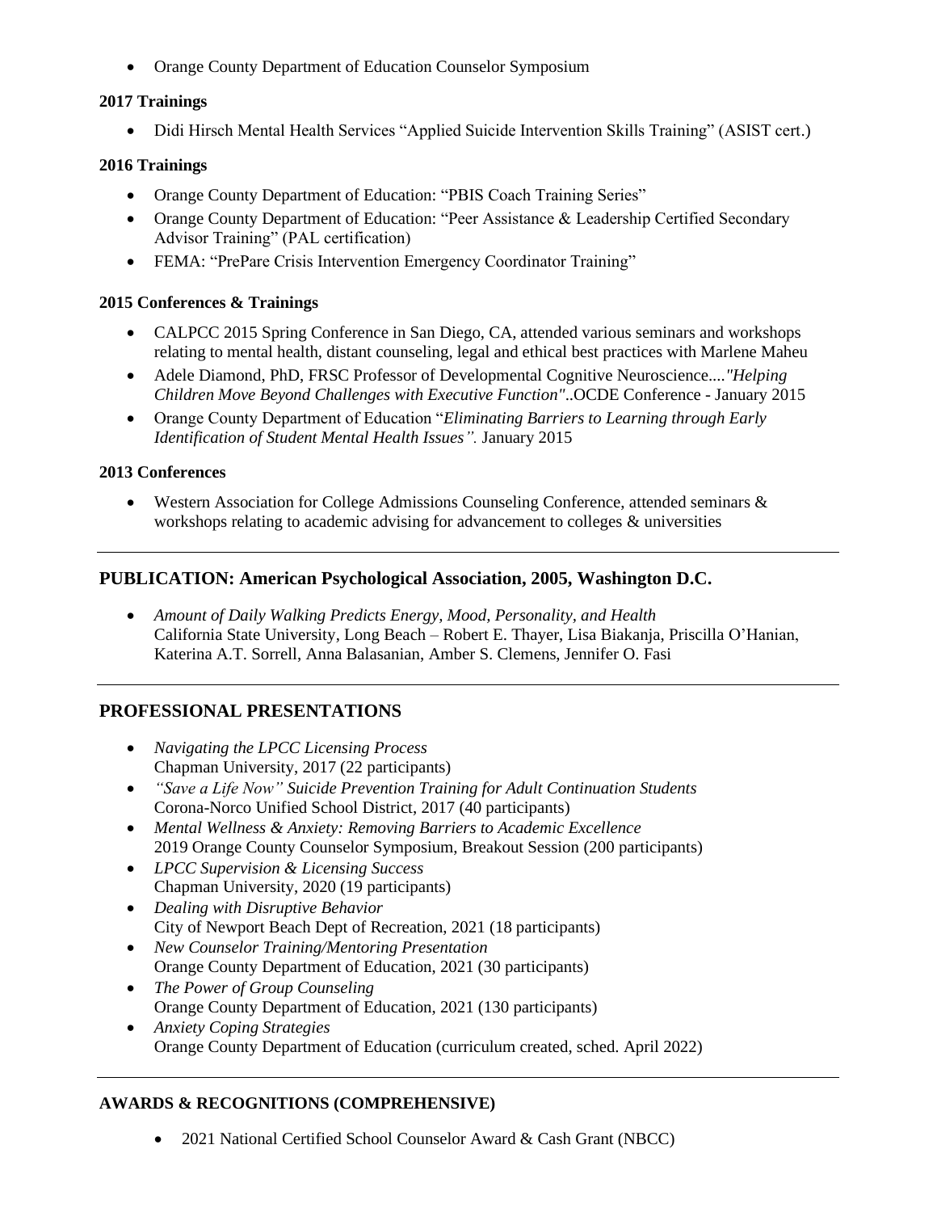- Orange County Department of Education Counselor Symposium

**2017 Trainings**

- Didi Hirsch Mental Health Services "Applied Suicide Intervention Skills Training" (ASIST cert.)

**2016 Trainings**

- Orange County Department of Education: "PBIS Coach Training Series"
- Orange County Department of Education: "Peer Assistance & Leadership Certified Secondary Advisor Training" (PAL certification)
- FEMA: "PrePare Crisis Intervention Emergency Coordinator Training"

**2015 Conferences & Trainings**

- CALPCC 2015 Spring Conference in San Diego, CA, attended various seminars and workshops relating to mental health, distant counseling, legal and ethical best practices with Marlene Maheu
- Adele Diamond, PhD, FRSC Professor of Developmental Cognitive Neuroscience....*"Helping Children Move Beyond Challenges with Executive Function"*..OCDE Conference - January 2015
- Orange County Department of Education "*Eliminating Barriers to Learning through Early Identification of Student Mental Health Issues".* January 2015

**2013 Conferences**

- Western Association for College Admissions Counseling Conference, attended seminars & workshops relating to academic advising for advancement to colleges & universities

---

## PUBLICATION: American Psychological Association, 2005, Washington D.C.

- *Amount of Daily Walking Predicts Energy, Mood, Personality, and Health*
  California State University, Long Beach – Robert E. Thayer, Lisa Biakanja, Priscilla O'Hanian, Katerina A.T. Sorrell, Anna Balasanian, Amber S. Clemens, Jennifer O. Fasi

---

## PROFESSIONAL PRESENTATIONS

- *Navigating the LPCC Licensing Process*
  Chapman University, 2017 (22 participants)
- *"Save a Life Now" Suicide Prevention Training for Adult Continuation Students*
  Corona-Norco Unified School District, 2017 (40 participants)
- *Mental Wellness & Anxiety: Removing Barriers to Academic Excellence*
  2019 Orange County Counselor Symposium, Breakout Session (200 participants)
- *LPCC Supervision & Licensing Success*
  Chapman University, 2020 (19 participants)
- *Dealing with Disruptive Behavior*
  City of Newport Beach Dept of Recreation, 2021 (18 participants)
- *New Counselor Training/Mentoring Presentation*
  Orange County Department of Education, 2021 (30 participants)
- *The Power of Group Counseling*
  Orange County Department of Education, 2021 (130 participants)
- *Anxiety Coping Strategies*
  Orange County Department of Education (curriculum created, sched. April 2022)

---

**AWARDS & RECOGNITIONS (COMPREHENSIVE)**

- 2021 National Certified School Counselor Award & Cash Grant (NBCC)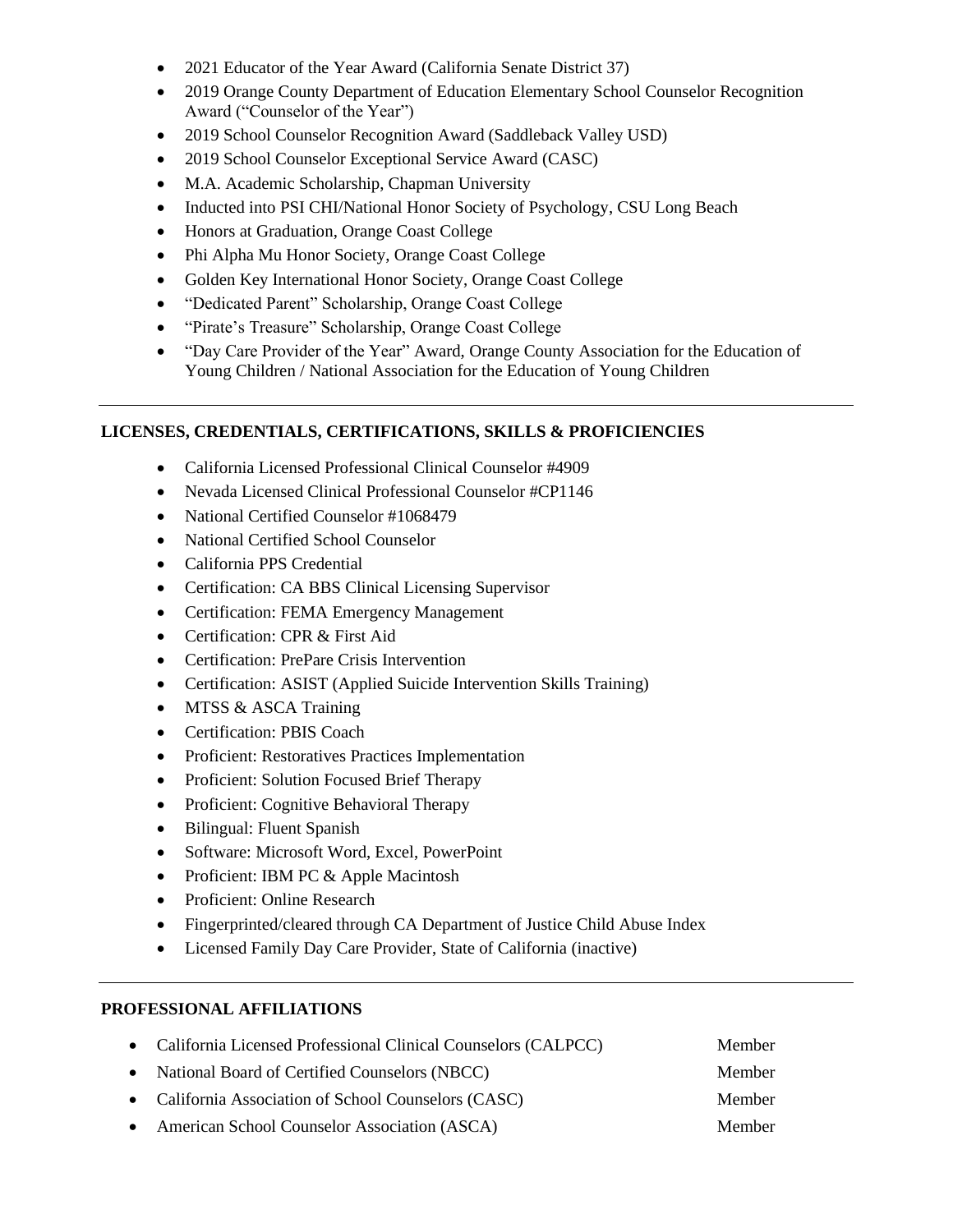- 2021 Educator of the Year Award (California Senate District 37)
- 2019 Orange County Department of Education Elementary School Counselor Recognition Award ("Counselor of the Year")
- 2019 School Counselor Recognition Award (Saddleback Valley USD)
- 2019 School Counselor Exceptional Service Award (CASC)
- M.A. Academic Scholarship, Chapman University
- Inducted into PSI CHI/National Honor Society of Psychology, CSU Long Beach
- Honors at Graduation, Orange Coast College
- Phi Alpha Mu Honor Society, Orange Coast College
- Golden Key International Honor Society, Orange Coast College
- "Dedicated Parent" Scholarship, Orange Coast College
- "Pirate's Treasure" Scholarship, Orange Coast College
- "Day Care Provider of the Year" Award, Orange County Association for the Education of Young Children / National Association for the Education of Young Children

---

## LICENSES, CREDENTIALS, CERTIFICATIONS, SKILLS & PROFICIENCIES

- California Licensed Professional Clinical Counselor #4909
- Nevada Licensed Clinical Professional Counselor #CP1146
- National Certified Counselor #1068479
- National Certified School Counselor
- California PPS Credential
- Certification: CA BBS Clinical Licensing Supervisor
- Certification: FEMA Emergency Management
- Certification: CPR & First Aid
- Certification: PrePare Crisis Intervention
- Certification: ASIST (Applied Suicide Intervention Skills Training)
- MTSS & ASCA Training
- Certification: PBIS Coach
- Proficient: Restoratives Practices Implementation
- Proficient: Solution Focused Brief Therapy
- Proficient: Cognitive Behavioral Therapy
- Bilingual: Fluent Spanish
- Software: Microsoft Word, Excel, PowerPoint
- Proficient: IBM PC & Apple Macintosh
- Proficient: Online Research
- Fingerprinted/cleared through CA Department of Justice Child Abuse Index
- Licensed Family Day Care Provider, State of California (inactive)

---

## PROFESSIONAL AFFILIATIONS

- California Licensed Professional Clinical Counselors (CALPCC) — Member
- National Board of Certified Counselors (NBCC) — Member
- California Association of School Counselors (CASC) — Member
- American School Counselor Association (ASCA) — Member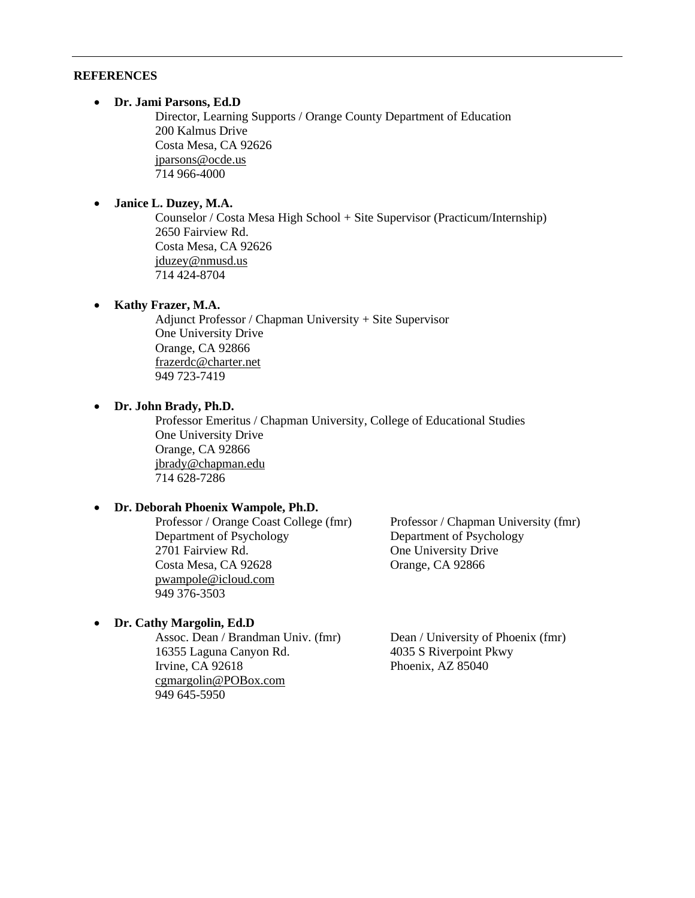## REFERENCES

- **Dr. Jami Parsons, Ed.D**
  Director, Learning Supports / Orange County Department of Education
  200 Kalmus Drive
  Costa Mesa, CA 92626
  jparsons@ocde.us
  714 966-4000

- **Janice L. Duzey, M.A.**
  Counselor / Costa Mesa High School + Site Supervisor (Practicum/Internship)
  2650 Fairview Rd.
  Costa Mesa, CA 92626
  jduzey@nmusd.us
  714 424-8704

- **Kathy Frazer, M.A.**
  Adjunct Professor / Chapman University + Site Supervisor
  One University Drive
  Orange, CA 92866
  frazerdc@charter.net
  949 723-7419

- **Dr. John Brady, Ph.D.**
  Professor Emeritus / Chapman University, College of Educational Studies
  One University Drive
  Orange, CA 92866
  jbrady@chapman.edu
  714 628-7286

- **Dr. Deborah Phoenix Wampole, Ph.D.**
  Professor / Orange Coast College (fmr)
  Department of Psychology
  2701 Fairview Rd.
  Costa Mesa, CA 92628
  pwampole@icloud.com
  949 376-3503

  Professor / Chapman University (fmr)
  Department of Psychology
  One University Drive
  Orange, CA 92866

- **Dr. Cathy Margolin, Ed.D**
  Assoc. Dean / Brandman Univ. (fmr)
  16355 Laguna Canyon Rd.
  Irvine, CA 92618
  cgmargolin@POBox.com
  949 645-5950

  Dean / University of Phoenix (fmr)
  4035 S Riverpoint Pkwy
  Phoenix, AZ 85040